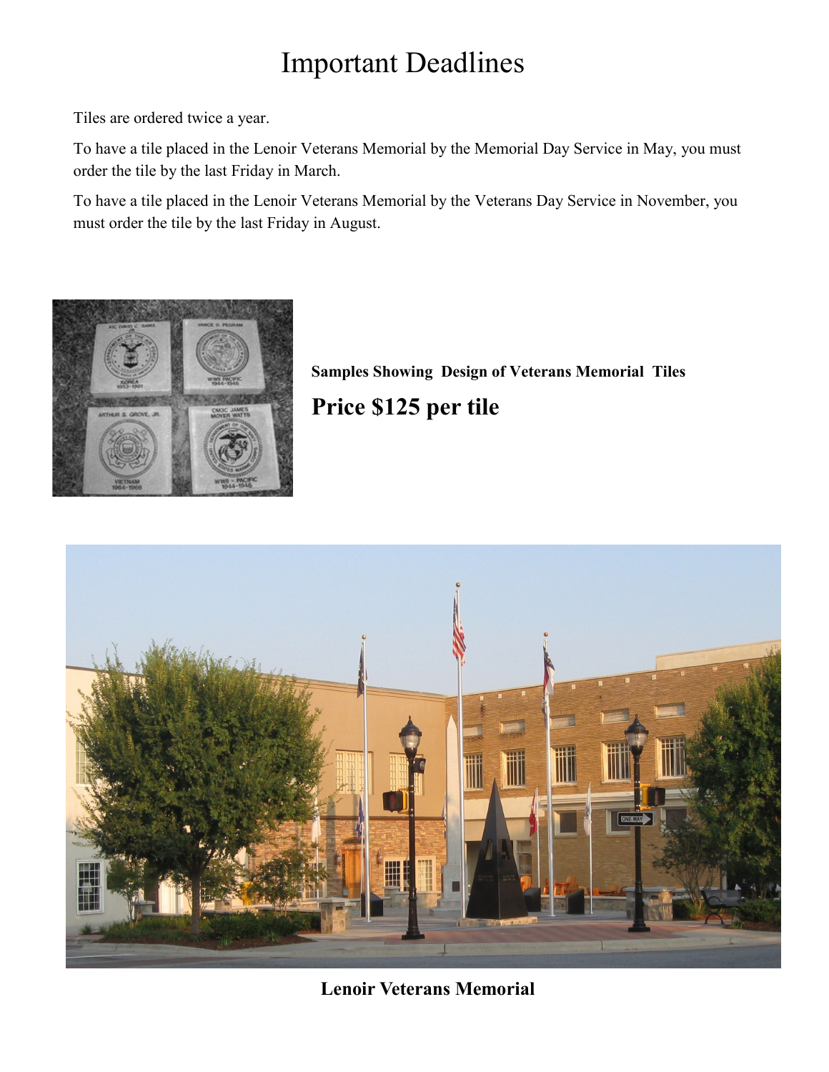# Important Deadlines

Tiles are ordered twice a year.

To have a tile placed in the Lenoir Veterans Memorial by the Memorial Day Service in May, you must order the tile by the last Friday in March.

To have a tile placed in the Lenoir Veterans Memorial by the Veterans Day Service in November, you must order the tile by the last Friday in August.

**Samples Showing Design of Veterans Memorial Tiles**

## Price $125 per tile

**Lenoir Veterans Memorial**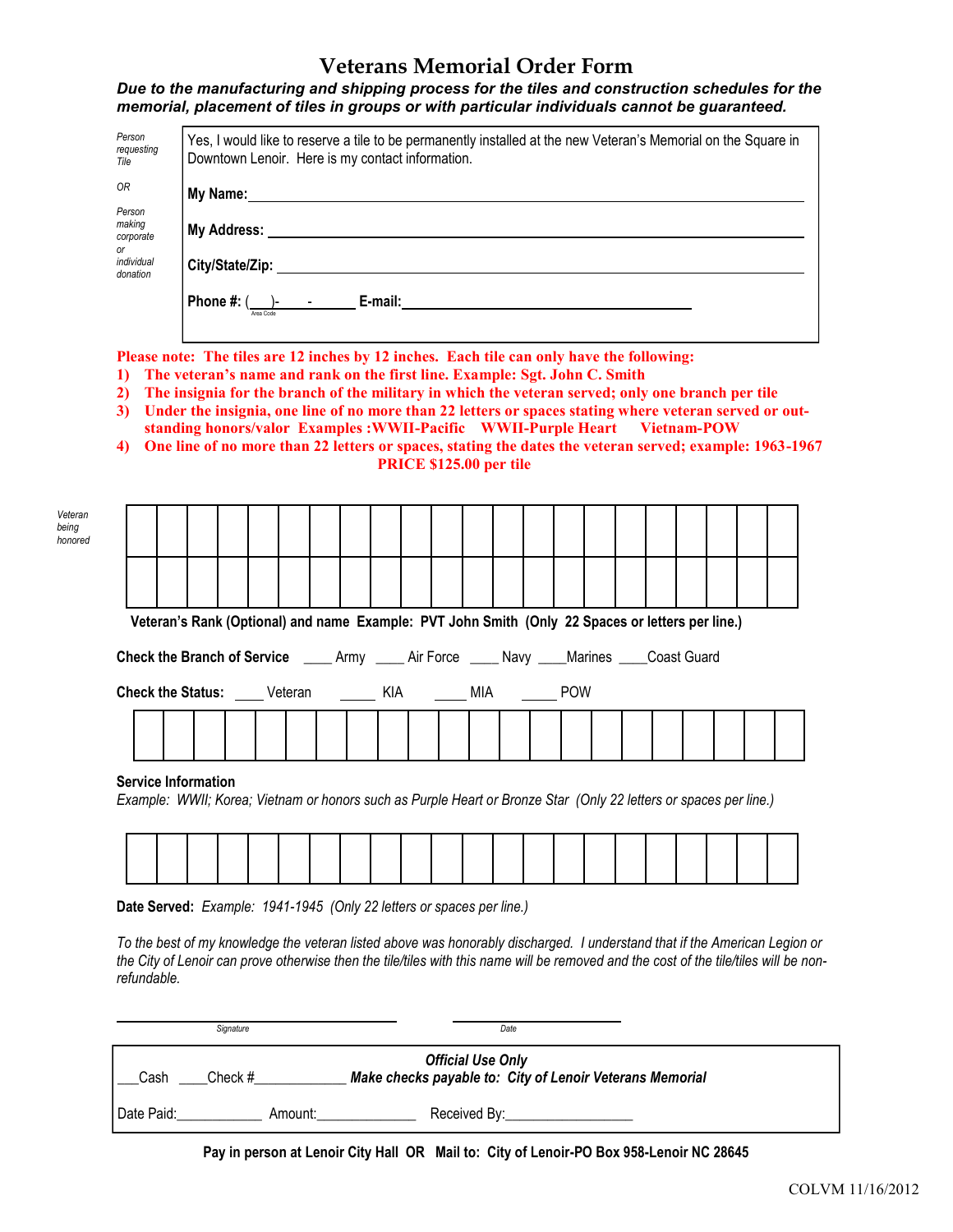# Veterans Memorial Order Form

***Due to the manufacturing and shipping process for the tiles and construction schedules for the memorial, placement of tiles in groups or with particular individuals cannot be guaranteed.***

*Person requesting Tile*

*OR*

*Person making corporate or individual donation*

Yes, I would like to reserve a tile to be permanently installed at the new Veteran's Memorial on the Square in Downtown Lenoir. Here is my contact information.

**My Name:** ______________________________

**My Address:** ______________________________

**City/State/Zip:** ______________________________

**Phone #:** (___)-____-______ (Area Code) **E-mail:** ______________________________

**Please note: The tiles are 12 inches by 12 inches. Each tile can only have the following:**

1) **The veteran's name and rank on the first line. Example: Sgt. John C. Smith**
2) **The insignia for the branch of the military in which the veteran served; only one branch per tile**
3) **Under the insignia, one line of no more than 22 letters or spaces stating where veteran served or outstanding honors/valor Examples :WWII-Pacific WWII-Purple Heart Vietnam-POW**
4) **One line of no more than 22 letters or spaces, stating the dates the veteran served; example: 1963-1967**

**PRICE $125.00 per tile**

*Veteran being honored*

| | | | | | | | | | | | | | | | | | | | | | |
|---|---|---|---|---|---|---|---|---|---|---|---|---|---|---|---|---|---|---|---|---|---|
| | | | | | | | | | | | | | | | | | | | | | |
| | | | | | | | | | | | | | | | | | | | | | |

**Veteran's Rank (Optional) and name Example: PVT John Smith (Only 22 Spaces or letters per line.)**

**Check the Branch of Service** ____ Army ____ Air Force ____ Navy ____Marines ____Coast Guard

**Check the Status:** ____ Veteran ____ KIA ____ MIA ____ POW

| | | | | | | | | | | | | | | | | | | | | | |
|---|---|---|---|---|---|---|---|---|---|---|---|---|---|---|---|---|---|---|---|---|---|
| | | | | | | | | | | | | | | | | | | | | | |

**Service Information**

*Example: WWII; Korea; Vietnam or honors such as Purple Heart or Bronze Star (Only 22 letters or spaces per line.)*

| | | | | | | | | | | | | | | | | | | | | | |
|---|---|---|---|---|---|---|---|---|---|---|---|---|---|---|---|---|---|---|---|---|---|
| | | | | | | | | | | | | | | | | | | | | | |

**Date Served:** *Example: 1941-1945 (Only 22 letters or spaces per line.)*

*To the best of my knowledge the veteran listed above was honorably discharged. I understand that if the American Legion or the City of Lenoir can prove otherwise then the tile/tiles with this name will be removed and the cost of the tile/tiles will be non-refundable.*

______________________________ ____________________

*Signature* *Date*

***Official Use Only***

___Cash ____Check #____________ ***Make checks payable to: City of Lenoir Veterans Memorial***

Date Paid:___________ Amount:_____________ Received By:_________________

**Pay in person at Lenoir City Hall OR Mail to: City of Lenoir-PO Box 958-Lenoir NC 28645**

COLVM 11/16/2012